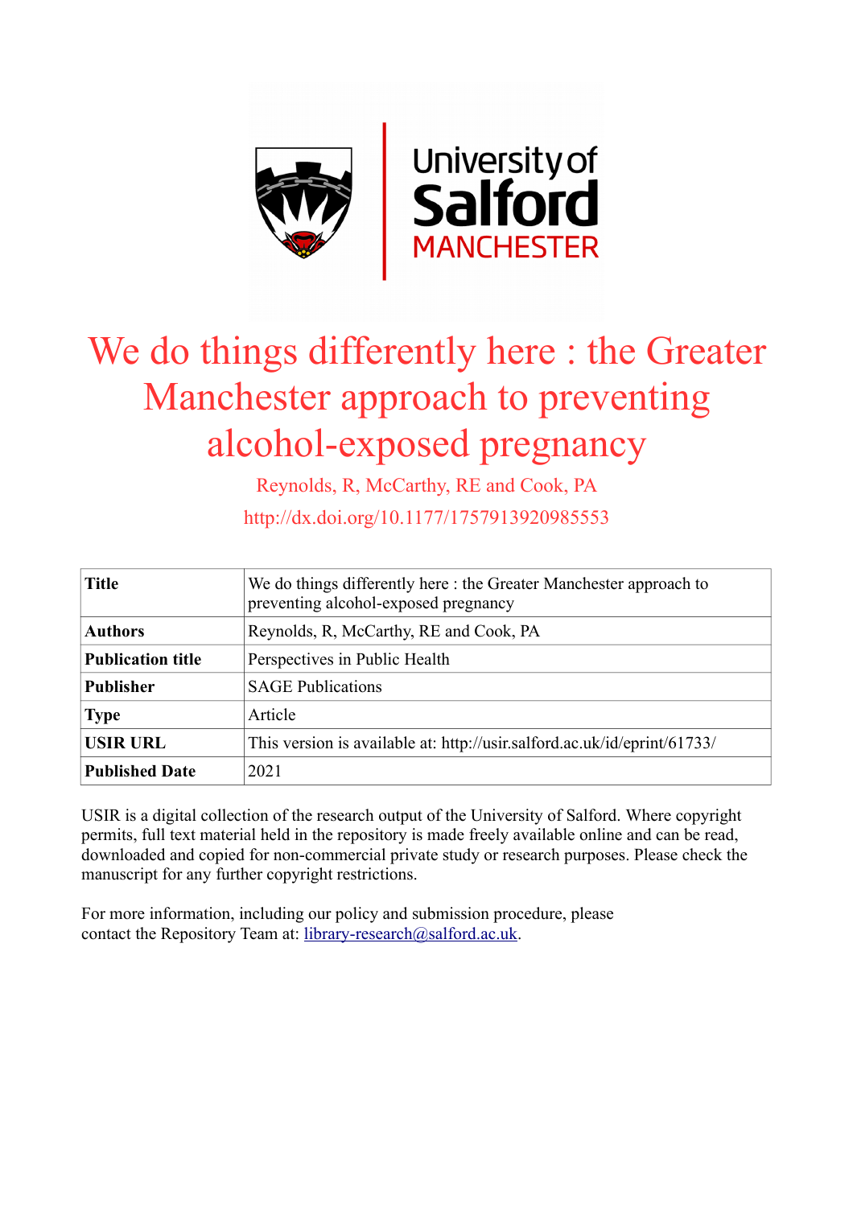# We do things differently here : the Greater Manchester approach to preventing alcohol-exposed pregnancy

Reynolds, R, McCarthy, RE and Cook, PA

http://dx.doi.org/10.1177/1757913920985553

| **Title** | We do things differently here : the Greater Manchester approach to preventing alcohol-exposed pregnancy |
|---|---|
| **Authors** | Reynolds, R, McCarthy, RE and Cook, PA |
| **Publication title** | Perspectives in Public Health |
| **Publisher** | SAGE Publications |
| **Type** | Article |
| **USIR URL** | This version is available at: http://usir.salford.ac.uk/id/eprint/61733/ |
| **Published Date** | 2021 |

USIR is a digital collection of the research output of the University of Salford. Where copyright permits, full text material held in the repository is made freely available online and can be read, downloaded and copied for non-commercial private study or research purposes. Please check the manuscript for any further copyright restrictions.

For more information, including our policy and submission procedure, please contact the Repository Team at: library-research@salford.ac.uk.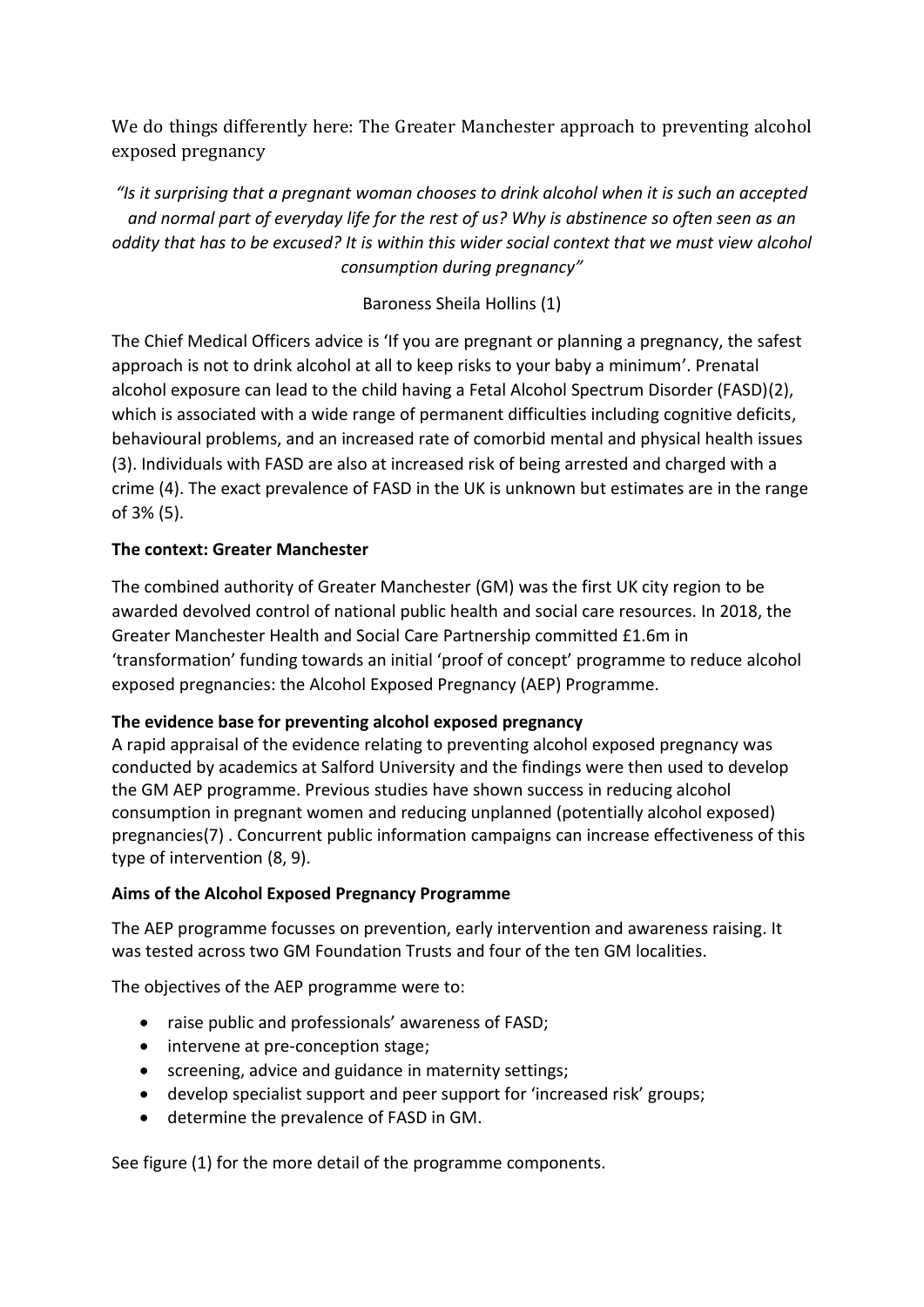# We do things differently here: The Greater Manchester approach to preventing alcohol exposed pregnancy

*"Is it surprising that a pregnant woman chooses to drink alcohol when it is such an accepted and normal part of everyday life for the rest of us? Why is abstinence so often seen as an oddity that has to be excused? It is within this wider social context that we must view alcohol consumption during pregnancy"*

Baroness Sheila Hollins (1)

The Chief Medical Officers advice is 'If you are pregnant or planning a pregnancy, the safest approach is not to drink alcohol at all to keep risks to your baby a minimum'. Prenatal alcohol exposure can lead to the child having a Fetal Alcohol Spectrum Disorder (FASD)(2), which is associated with a wide range of permanent difficulties including cognitive deficits, behavioural problems, and an increased rate of comorbid mental and physical health issues (3). Individuals with FASD are also at increased risk of being arrested and charged with a crime (4). The exact prevalence of FASD in the UK is unknown but estimates are in the range of 3% (5).

**The context: Greater Manchester**

The combined authority of Greater Manchester (GM) was the first UK city region to be awarded devolved control of national public health and social care resources. In 2018, the Greater Manchester Health and Social Care Partnership committed £1.6m in 'transformation' funding towards an initial 'proof of concept' programme to reduce alcohol exposed pregnancies: the Alcohol Exposed Pregnancy (AEP) Programme.

**The evidence base for preventing alcohol exposed pregnancy**

A rapid appraisal of the evidence relating to preventing alcohol exposed pregnancy was conducted by academics at Salford University and the findings were then used to develop the GM AEP programme. Previous studies have shown success in reducing alcohol consumption in pregnant women and reducing unplanned (potentially alcohol exposed) pregnancies(7) . Concurrent public information campaigns can increase effectiveness of this type of intervention (8, 9).

**Aims of the Alcohol Exposed Pregnancy Programme**

The AEP programme focusses on prevention, early intervention and awareness raising. It was tested across two GM Foundation Trusts and four of the ten GM localities.

The objectives of the AEP programme were to:

- raise public and professionals' awareness of FASD;
- intervene at pre-conception stage;
- screening, advice and guidance in maternity settings;
- develop specialist support and peer support for 'increased risk' groups;
- determine the prevalence of FASD in GM.

See figure (1) for the more detail of the programme components.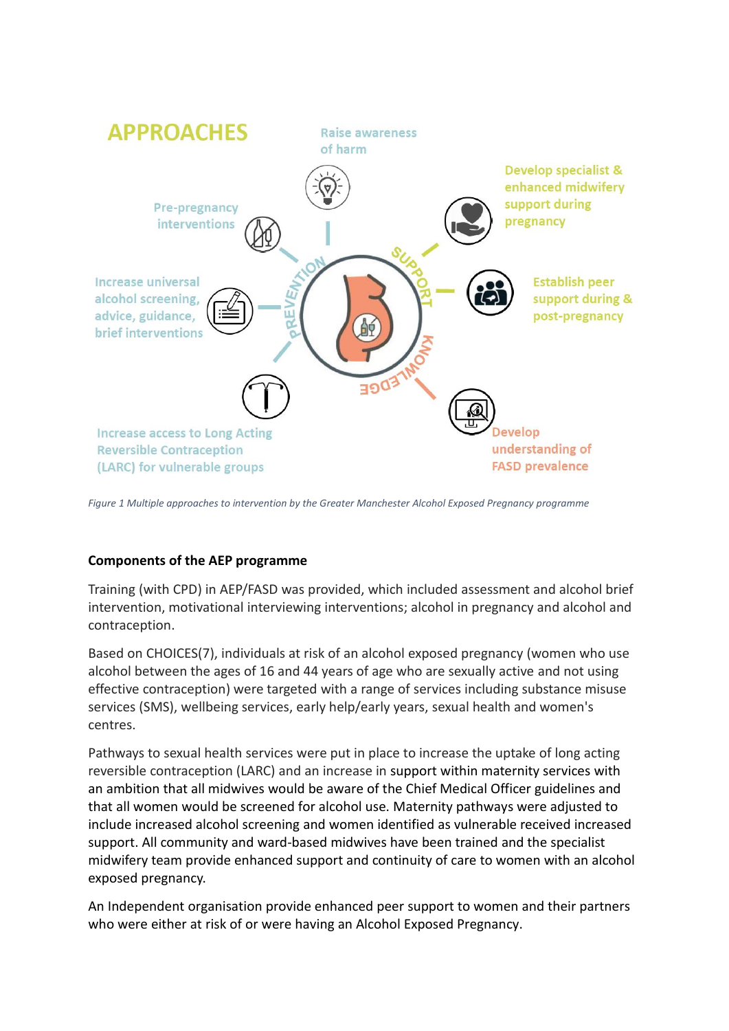APPROACHES

Raise awareness of harm

Develop specialist & enhanced midwifery support during pregnancy

Pre-pregnancy interventions

Establish peer support during & post-pregnancy

Increase universal alcohol screening, advice, guidance, brief interventions

PREVENTION

SUPPORT

KNOWLEDGE

Increase access to Long Acting Reversible Contraception (LARC) for vulnerable groups

Develop understanding of FASD prevalence

*Figure 1 Multiple approaches to intervention by the Greater Manchester Alcohol Exposed Pregnancy programme*

**Components of the AEP programme**

Training (with CPD) in AEP/FASD was provided, which included assessment and alcohol brief intervention, motivational interviewing interventions; alcohol in pregnancy and alcohol and contraception.

Based on CHOICES(7), individuals at risk of an alcohol exposed pregnancy (women who use alcohol between the ages of 16 and 44 years of age who are sexually active and not using effective contraception) were targeted with a range of services including substance misuse services (SMS), wellbeing services, early help/early years, sexual health and women's centres.

Pathways to sexual health services were put in place to increase the uptake of long acting reversible contraception (LARC) and an increase in support within maternity services with an ambition that all midwives would be aware of the Chief Medical Officer guidelines and that all women would be screened for alcohol use. Maternity pathways were adjusted to include increased alcohol screening and women identified as vulnerable received increased support. All community and ward-based midwives have been trained and the specialist midwifery team provide enhanced support and continuity of care to women with an alcohol exposed pregnancy.

An Independent organisation provide enhanced peer support to women and their partners who were either at risk of or were having an Alcohol Exposed Pregnancy.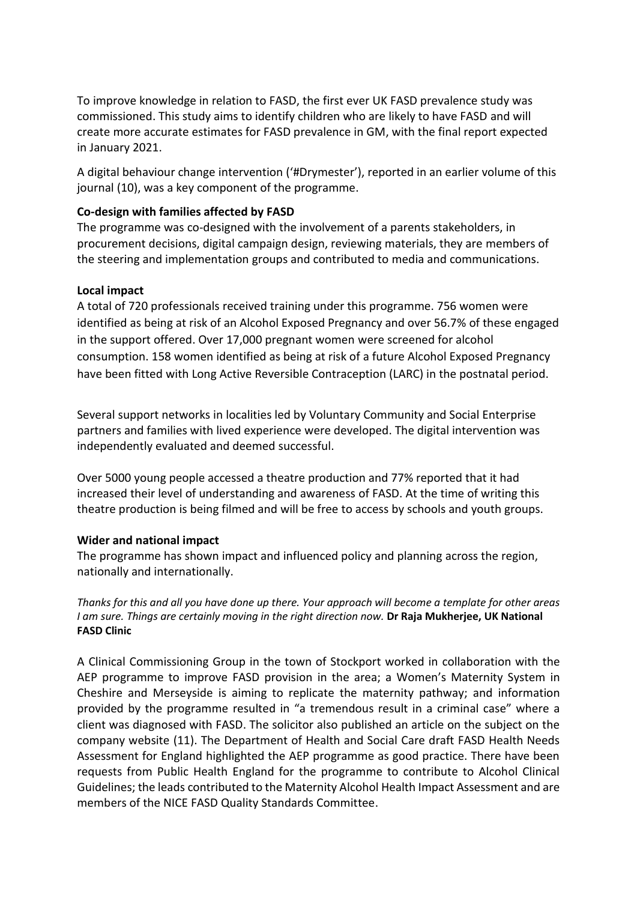To improve knowledge in relation to FASD, the first ever UK FASD prevalence study was commissioned. This study aims to identify children who are likely to have FASD and will create more accurate estimates for FASD prevalence in GM, with the final report expected in January 2021.

A digital behaviour change intervention ('#Drymester'), reported in an earlier volume of this journal (10), was a key component of the programme.

**Co-design with families affected by FASD**

The programme was co-designed with the involvement of a parents stakeholders, in procurement decisions, digital campaign design, reviewing materials, they are members of the steering and implementation groups and contributed to media and communications.

**Local impact**

A total of 720 professionals received training under this programme. 756 women were identified as being at risk of an Alcohol Exposed Pregnancy and over 56.7% of these engaged in the support offered. Over 17,000 pregnant women were screened for alcohol consumption. 158 women identified as being at risk of a future Alcohol Exposed Pregnancy have been fitted with Long Active Reversible Contraception (LARC) in the postnatal period.

Several support networks in localities led by Voluntary Community and Social Enterprise partners and families with lived experience were developed. The digital intervention was independently evaluated and deemed successful.

Over 5000 young people accessed a theatre production and 77% reported that it had increased their level of understanding and awareness of FASD. At the time of writing this theatre production is being filmed and will be free to access by schools and youth groups.

**Wider and national impact**

The programme has shown impact and influenced policy and planning across the region, nationally and internationally.

*Thanks for this and all you have done up there. Your approach will become a template for other areas I am sure. Things are certainly moving in the right direction now.* **Dr Raja Mukherjee, UK National FASD Clinic**

A Clinical Commissioning Group in the town of Stockport worked in collaboration with the AEP programme to improve FASD provision in the area; a Women's Maternity System in Cheshire and Merseyside is aiming to replicate the maternity pathway; and information provided by the programme resulted in "a tremendous result in a criminal case" where a client was diagnosed with FASD. The solicitor also published an article on the subject on the company website (11). The Department of Health and Social Care draft FASD Health Needs Assessment for England highlighted the AEP programme as good practice. There have been requests from Public Health England for the programme to contribute to Alcohol Clinical Guidelines; the leads contributed to the Maternity Alcohol Health Impact Assessment and are members of the NICE FASD Quality Standards Committee.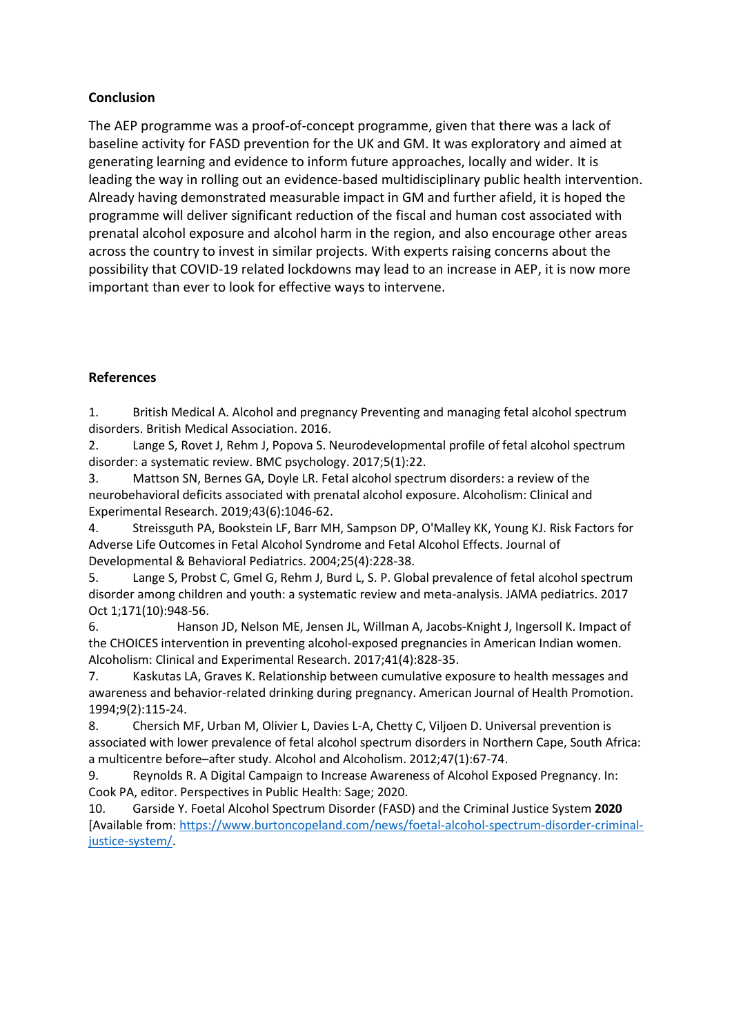## Conclusion

The AEP programme was a proof-of-concept programme, given that there was a lack of baseline activity for FASD prevention for the UK and GM. It was exploratory and aimed at generating learning and evidence to inform future approaches, locally and wider. It is leading the way in rolling out an evidence-based multidisciplinary public health intervention. Already having demonstrated measurable impact in GM and further afield, it is hoped the programme will deliver significant reduction of the fiscal and human cost associated with prenatal alcohol exposure and alcohol harm in the region, and also encourage other areas across the country to invest in similar projects. With experts raising concerns about the possibility that COVID-19 related lockdowns may lead to an increase in AEP, it is now more important than ever to look for effective ways to intervene.

## References

1. British Medical A. Alcohol and pregnancy Preventing and managing fetal alcohol spectrum disorders. British Medical Association. 2016.
2. Lange S, Rovet J, Rehm J, Popova S. Neurodevelopmental profile of fetal alcohol spectrum disorder: a systematic review. BMC psychology. 2017;5(1):22.
3. Mattson SN, Bernes GA, Doyle LR. Fetal alcohol spectrum disorders: a review of the neurobehavioral deficits associated with prenatal alcohol exposure. Alcoholism: Clinical and Experimental Research. 2019;43(6):1046-62.
4. Streissguth PA, Bookstein LF, Barr MH, Sampson DP, O'Malley KK, Young KJ. Risk Factors for Adverse Life Outcomes in Fetal Alcohol Syndrome and Fetal Alcohol Effects. Journal of Developmental & Behavioral Pediatrics. 2004;25(4):228-38.
5. Lange S, Probst C, Gmel G, Rehm J, Burd L, S. P. Global prevalence of fetal alcohol spectrum disorder among children and youth: a systematic review and meta-analysis. JAMA pediatrics. 2017 Oct 1;171(10):948-56.
6. Hanson JD, Nelson ME, Jensen JL, Willman A, Jacobs-Knight J, Ingersoll K. Impact of the CHOICES intervention in preventing alcohol-exposed pregnancies in American Indian women. Alcoholism: Clinical and Experimental Research. 2017;41(4):828-35.
7. Kaskutas LA, Graves K. Relationship between cumulative exposure to health messages and awareness and behavior-related drinking during pregnancy. American Journal of Health Promotion. 1994;9(2):115-24.
8. Chersich MF, Urban M, Olivier L, Davies L-A, Chetty C, Viljoen D. Universal prevention is associated with lower prevalence of fetal alcohol spectrum disorders in Northern Cape, South Africa: a multicentre before–after study. Alcohol and Alcoholism. 2012;47(1):67-74.
9. Reynolds R. A Digital Campaign to Increase Awareness of Alcohol Exposed Pregnancy. In: Cook PA, editor. Perspectives in Public Health: Sage; 2020.
10. Garside Y. Foetal Alcohol Spectrum Disorder (FASD) and the Criminal Justice System **2020** [Available from: https://www.burtoncopeland.com/news/foetal-alcohol-spectrum-disorder-criminal-justice-system/.